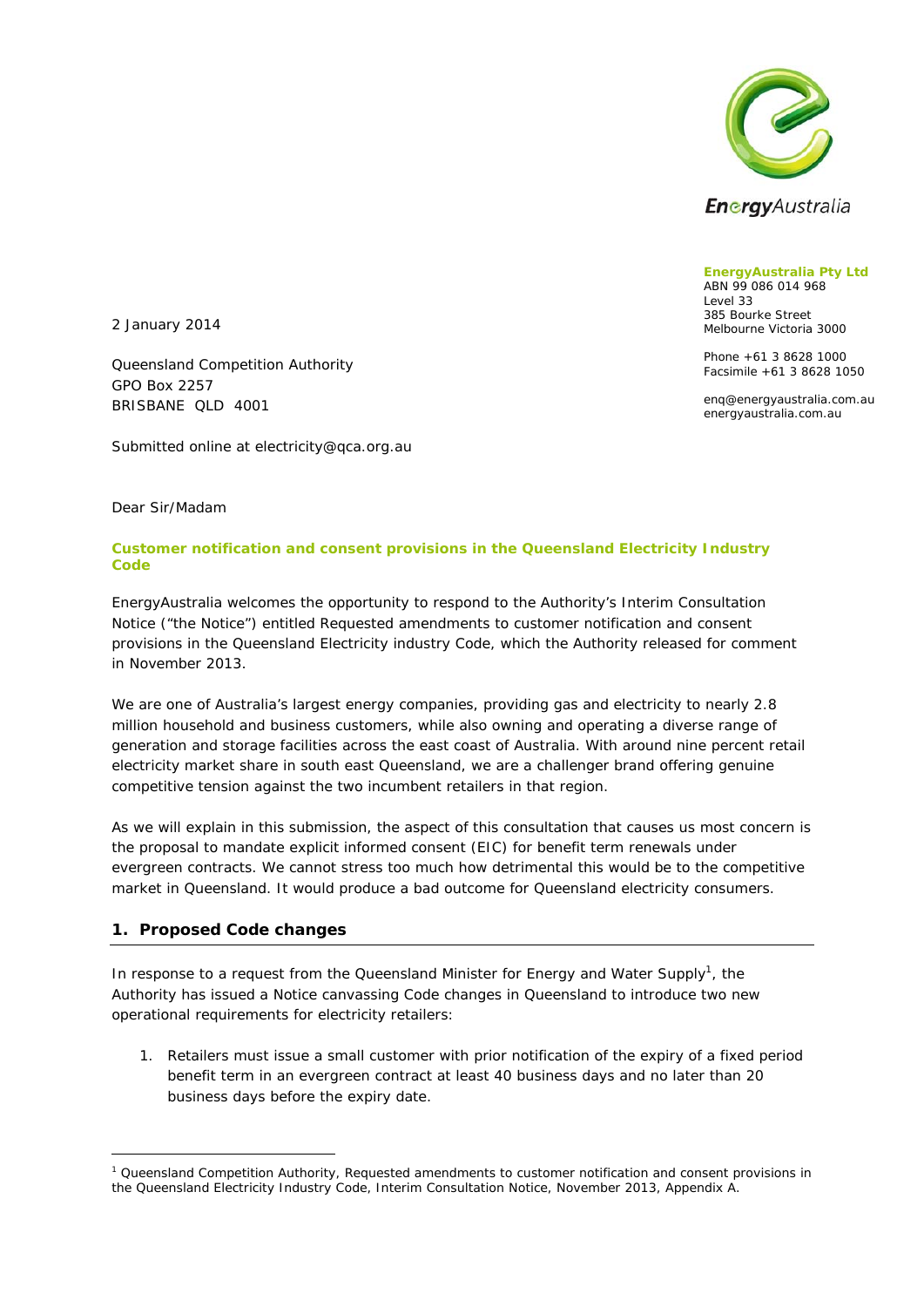EnergyAustralia

**EnergyAustralia Pty Ltd**
ABN 99 086 014 968
Level 33
385 Bourke Street
Melbourne Victoria 3000

Phone +61 3 8628 1000
Facsimile +61 3 8628 1050

enq@energyaustralia.com.au
energyaustralia.com.au

2 January 2014

Queensland Competition Authority
GPO Box 2257
BRISBANE QLD 4001

Submitted online at electricity@qca.org.au

Dear Sir/Madam

**Customer notification and consent provisions in the Queensland Electricity Industry Code**

EnergyAustralia welcomes the opportunity to respond to the Authority's Interim Consultation Notice ("the Notice") entitled Requested amendments to customer notification and consent provisions in the Queensland Electricity industry Code, which the Authority released for comment in November 2013.

We are one of Australia's largest energy companies, providing gas and electricity to nearly 2.8 million household and business customers, while also owning and operating a diverse range of generation and storage facilities across the east coast of Australia. With around nine percent retail electricity market share in south east Queensland, we are a challenger brand offering genuine competitive tension against the two incumbent retailers in that region.

As we will explain in this submission, the aspect of this consultation that causes us most concern is the proposal to mandate explicit informed consent (EIC) for benefit term renewals under evergreen contracts. We cannot stress too much how detrimental this would be to the competitive market in Queensland. It would produce a bad outcome for Queensland electricity consumers.

## 1. Proposed Code changes

In response to a request from the Queensland Minister for Energy and Water Supply[1], the Authority has issued a Notice canvassing Code changes in Queensland to introduce two new operational requirements for electricity retailers:

1. Retailers must issue a small customer with prior notification of the expiry of a fixed period benefit term in an evergreen contract at least 40 business days and no later than 20 business days before the expiry date.

[1] Queensland Competition Authority, Requested amendments to customer notification and consent provisions in the Queensland Electricity Industry Code, Interim Consultation Notice, November 2013, Appendix A.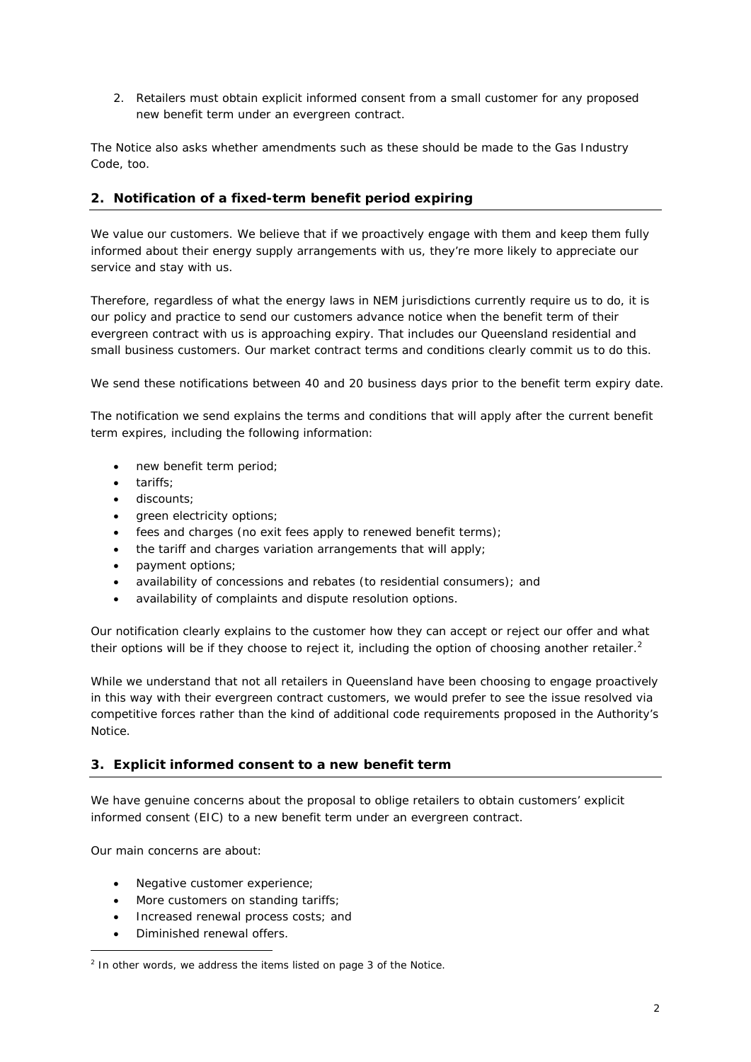2. Retailers must obtain explicit informed consent from a small customer for any proposed new benefit term under an evergreen contract.

The Notice also asks whether amendments such as these should be made to the Gas Industry Code, too.

## 2. Notification of a fixed-term benefit period expiring

We value our customers. We believe that if we proactively engage with them and keep them fully informed about their energy supply arrangements with us, they're more likely to appreciate our service and stay with us.

Therefore, regardless of what the energy laws in NEM jurisdictions currently require us to do, it is our policy and practice to send our customers advance notice when the benefit term of their evergreen contract with us is approaching expiry. That includes our Queensland residential and small business customers. Our market contract terms and conditions clearly commit us to do this.

We send these notifications between 40 and 20 business days prior to the benefit term expiry date.

The notification we send explains the terms and conditions that will apply after the current benefit term expires, including the following information:

- new benefit term period;
- tariffs;
- discounts;
- green electricity options;
- fees and charges (no exit fees apply to renewed benefit terms);
- the tariff and charges variation arrangements that will apply;
- payment options;
- availability of concessions and rebates (to residential consumers); and
- availability of complaints and dispute resolution options.

Our notification clearly explains to the customer how they can accept or reject our offer and what their options will be if they choose to reject it, including the option of choosing another retailer.[2]

While we understand that not all retailers in Queensland have been choosing to engage proactively in this way with their evergreen contract customers, we would prefer to see the issue resolved via competitive forces rather than the kind of additional code requirements proposed in the Authority's Notice.

## 3. Explicit informed consent to a new benefit term

We have genuine concerns about the proposal to oblige retailers to obtain customers' explicit informed consent (EIC) to a new benefit term under an evergreen contract.

Our main concerns are about:

- Negative customer experience;
- More customers on standing tariffs;
- Increased renewal process costs; and
- Diminished renewal offers.

[2] In other words, we address the items listed on page 3 of the Notice.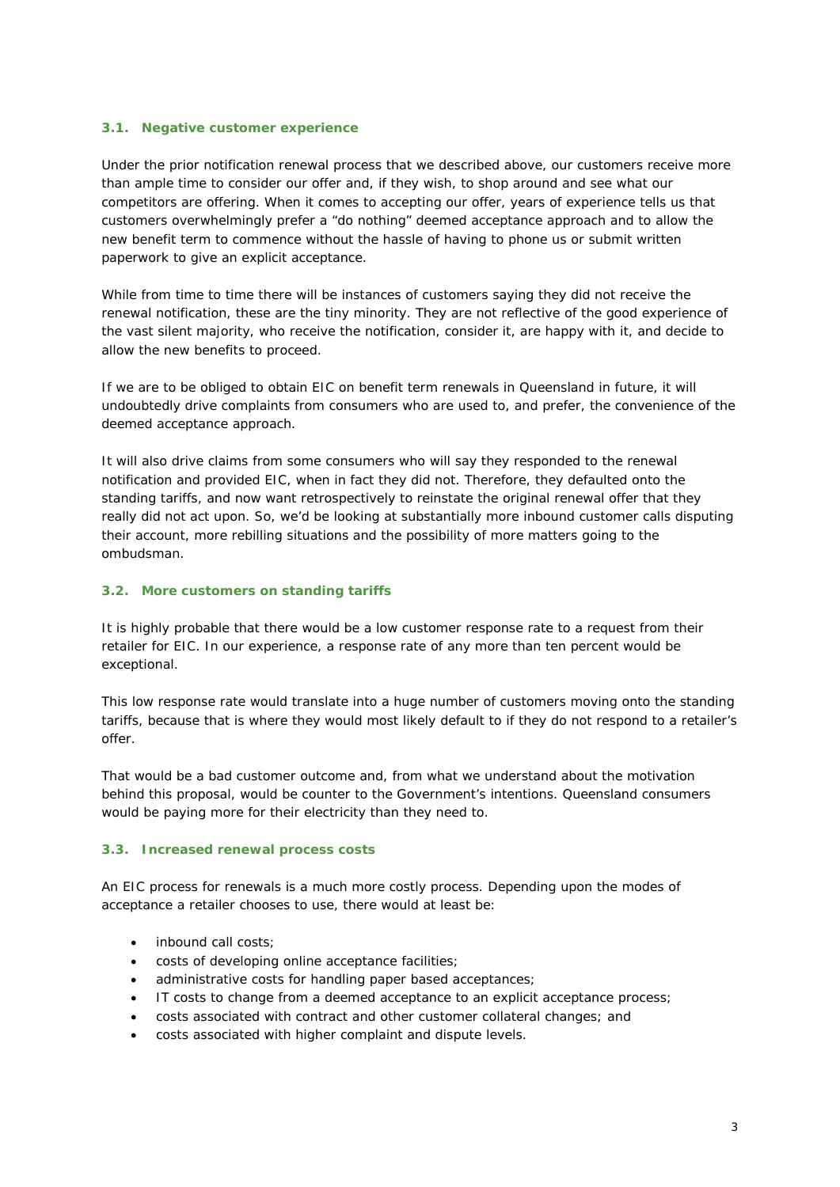### 3.1. Negative customer experience

Under the prior notification renewal process that we described above, our customers receive more than ample time to consider our offer and, if they wish, to shop around and see what our competitors are offering. When it comes to accepting our offer, years of experience tells us that customers overwhelmingly prefer a “do nothing” deemed acceptance approach and to allow the new benefit term to commence without the hassle of having to phone us or submit written paperwork to give an explicit acceptance.

While from time to time there will be instances of customers saying they did not receive the renewal notification, these are the tiny minority. They are not reflective of the good experience of the vast silent majority, who receive the notification, consider it, are happy with it, and decide to allow the new benefits to proceed.

If we are to be obliged to obtain EIC on benefit term renewals in Queensland in future, it will undoubtedly drive complaints from consumers who are used to, and prefer, the convenience of the deemed acceptance approach.

It will also drive claims from some consumers who will say they responded to the renewal notification and provided EIC, when in fact they did not. Therefore, they defaulted onto the standing tariffs, and now want retrospectively to reinstate the original renewal offer that they really did not act upon. So, we’d be looking at substantially more inbound customer calls disputing their account, more rebilling situations and the possibility of more matters going to the ombudsman.

### 3.2. More customers on standing tariffs

It is highly probable that there would be a low customer response rate to a request from their retailer for EIC. In our experience, a response rate of any more than ten percent would be exceptional.

This low response rate would translate into a huge number of customers moving onto the standing tariffs, because that is where they would most likely default to if they do not respond to a retailer’s offer.

That would be a bad customer outcome and, from what we understand about the motivation behind this proposal, would be counter to the Government’s intentions. Queensland consumers would be paying more for their electricity than they need to.

### 3.3. Increased renewal process costs

An EIC process for renewals is a much more costly process. Depending upon the modes of acceptance a retailer chooses to use, there would at least be:

- inbound call costs;
- costs of developing online acceptance facilities;
- administrative costs for handling paper based acceptances;
- IT costs to change from a deemed acceptance to an explicit acceptance process;
- costs associated with contract and other customer collateral changes; and
- costs associated with higher complaint and dispute levels.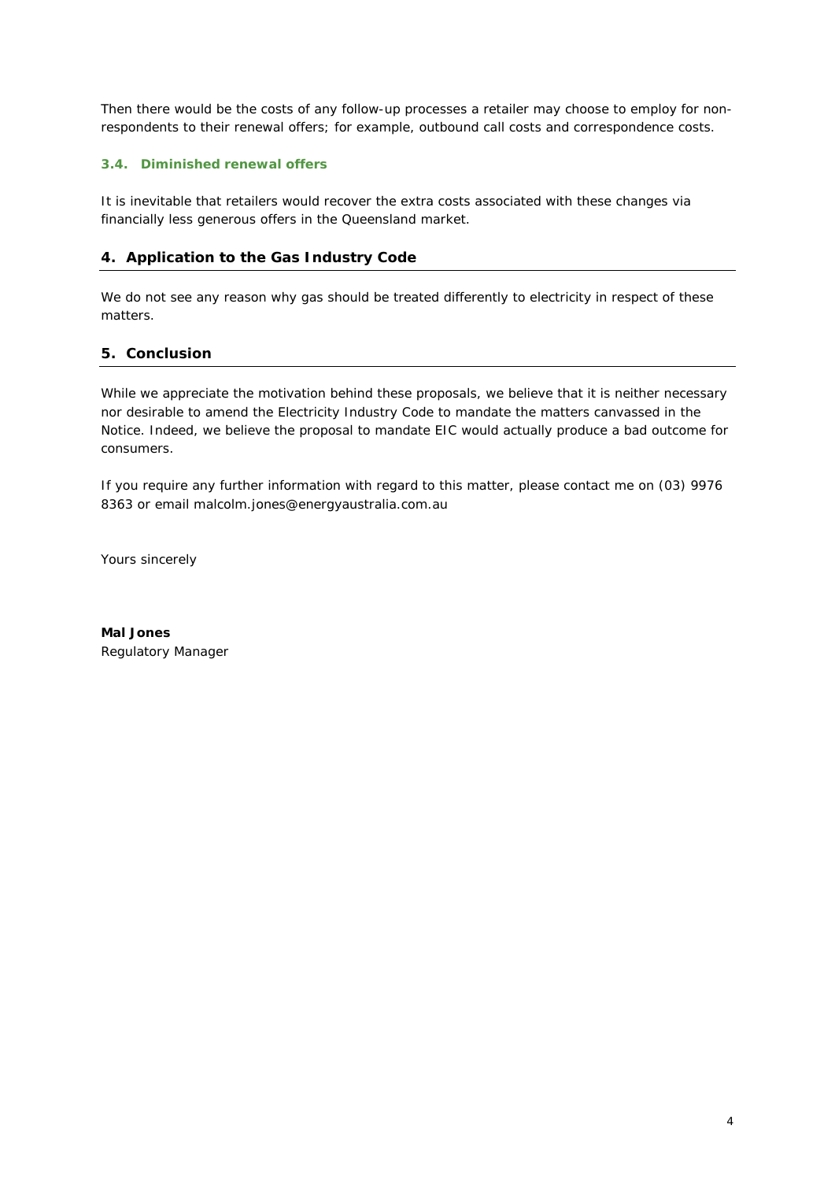Then there would be the costs of any follow-up processes a retailer may choose to employ for non-respondents to their renewal offers; for example, outbound call costs and correspondence costs.

### 3.4. Diminished renewal offers

It is inevitable that retailers would recover the extra costs associated with these changes via financially less generous offers in the Queensland market.

## 4. Application to the Gas Industry Code

We do not see any reason why gas should be treated differently to electricity in respect of these matters.

## 5. Conclusion

While we appreciate the motivation behind these proposals, we believe that it is neither necessary nor desirable to amend the Electricity Industry Code to mandate the matters canvassed in the Notice. Indeed, we believe the proposal to mandate EIC would actually produce a bad outcome for consumers.

If you require any further information with regard to this matter, please contact me on (03) 9976 8363 or email malcolm.jones@energyaustralia.com.au

Yours sincerely

**Mal Jones**
Regulatory Manager